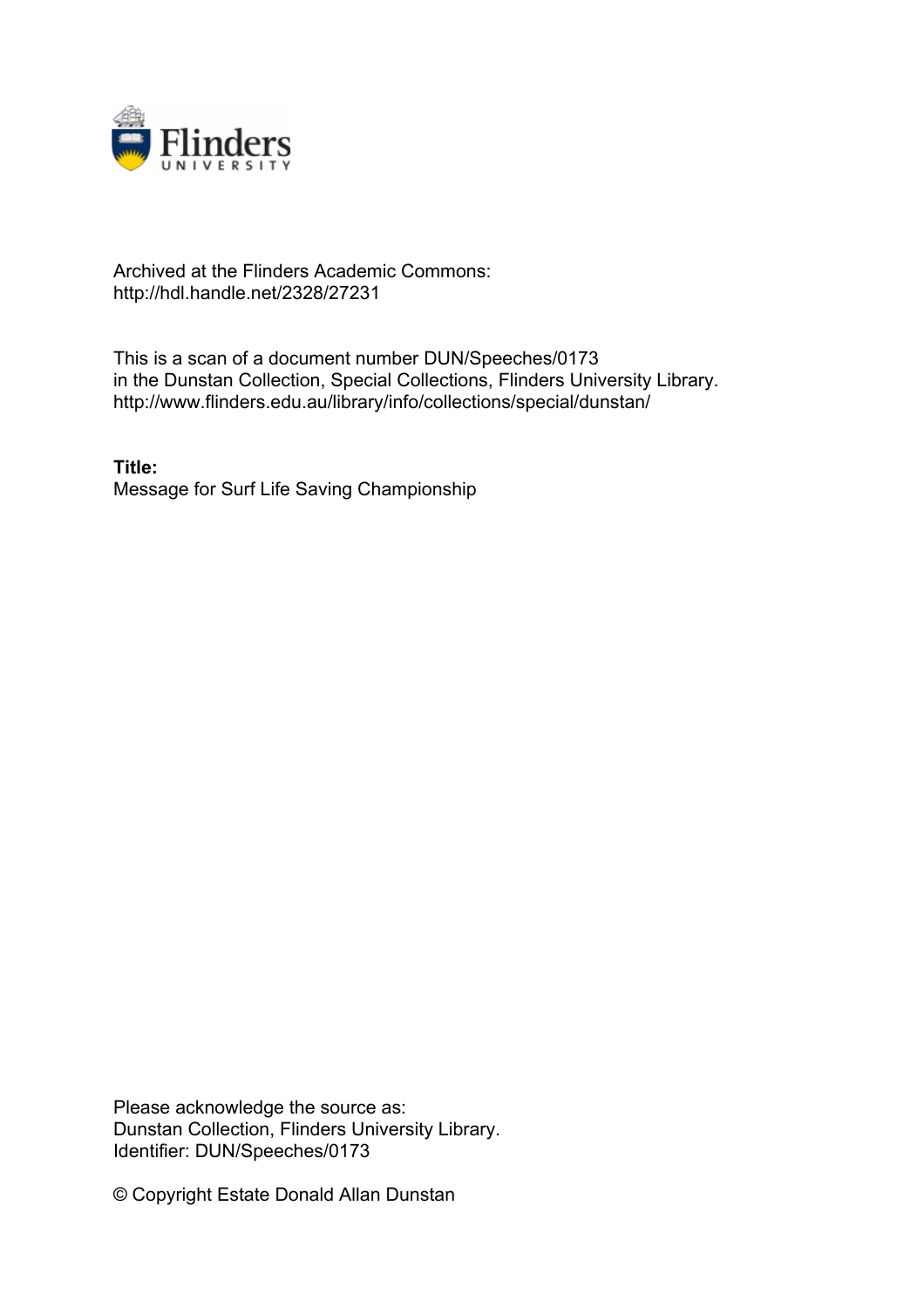Archived at the Flinders Academic Commons:
http://hdl.handle.net/2328/27231

This is a scan of a document number DUN/Speeches/0173
in the Dunstan Collection, Special Collections, Flinders University Library.
http://www.flinders.edu.au/library/info/collections/special/dunstan/

**Title:**
Message for Surf Life Saving Championship

Please acknowledge the source as:
Dunstan Collection, Flinders University Library.
Identifier: DUN/Speeches/0173

© Copyright Estate Donald Allan Dunstan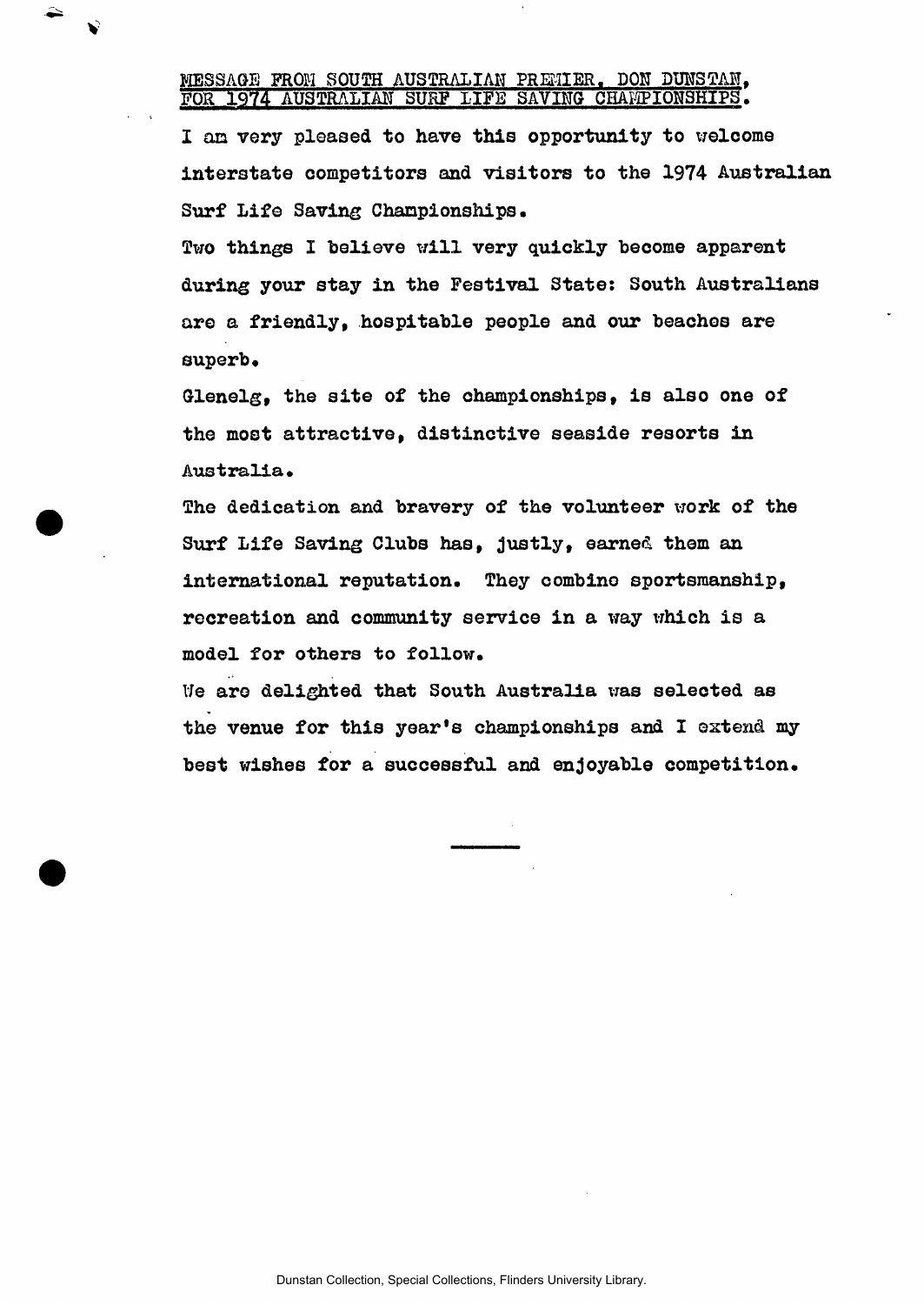MESSAGE FROM SOUTH AUSTRALIAN PREMIER, DON DUNSTAN, FOR 1974 AUSTRALIAN SURF LIFE SAVING CHAMPIONSHIPS.

I am very pleased to have this opportunity to welcome interstate competitors and visitors to the 1974 Australian Surf Life Saving Championships.

Two things I believe will very quickly become apparent during your stay in the Festival State: South Australians are a friendly, hospitable people and our beaches are superb.

Glenelg, the site of the championships, is also one of the most attractive, distinctive seaside resorts in Australia.

The dedication and bravery of the volunteer work of the Surf Life Saving Clubs has, justly, earned them an international reputation. They combine sportsmanship, recreation and community service in a way which is a model for others to follow.

We are delighted that South Australia was selected as the venue for this year's championships and I extend my best wishes for a successful and enjoyable competition.

---

Dunstan Collection, Special Collections, Flinders University Library.